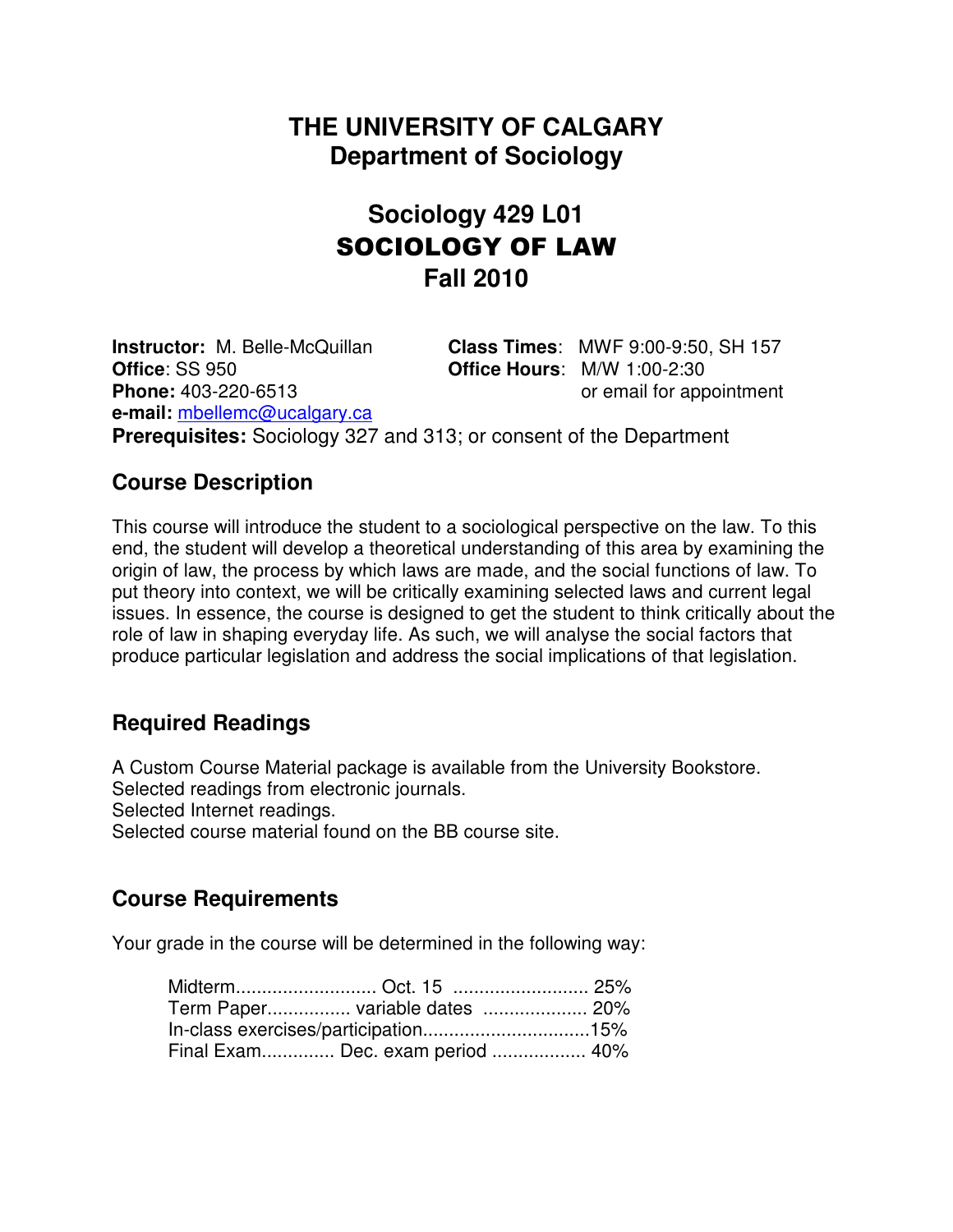# THE UNIVERSITY OF CALGARY
## Department of Sociology

## Sociology 429 L01
## SOCIOLOGY OF LAW
## Fall 2010

**Instructor:** M. Belle-McQuillan
**Office**: SS 950
**Phone:** 403-220-6513
**e-mail:** mbellemc@ucalgary.ca

**Class Times**: MWF 9:00-9:50, SH 157
**Office Hours**: M/W 1:00-2:30
or email for appointment

**Prerequisites:** Sociology 327 and 313; or consent of the Department

## Course Description

This course will introduce the student to a sociological perspective on the law. To this end, the student will develop a theoretical understanding of this area by examining the origin of law, the process by which laws are made, and the social functions of law. To put theory into context, we will be critically examining selected laws and current legal issues. In essence, the course is designed to get the student to think critically about the role of law in shaping everyday life. As such, we will analyse the social factors that produce particular legislation and address the social implications of that legislation.

## Required Readings

A Custom Course Material package is available from the University Bookstore.
Selected readings from electronic journals.
Selected Internet readings.
Selected course material found on the BB course site.

## Course Requirements

Your grade in the course will be determined in the following way:

Midterm.......................... Oct. 15 .......................... 25%
Term Paper................ variable dates .................... 20%
In-class exercises/participation................................15%
Final Exam.............. Dec. exam period .................. 40%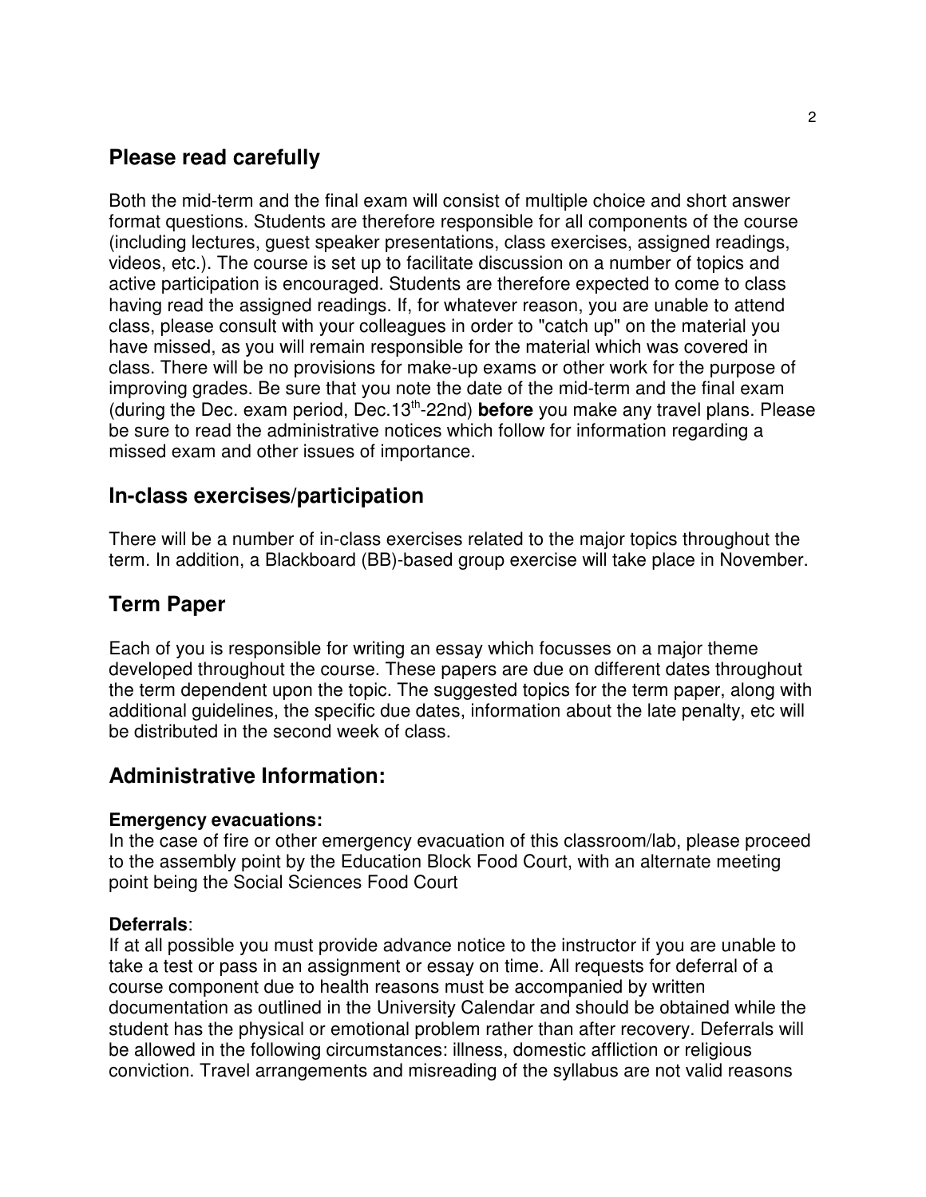## Please read carefully

Both the mid-term and the final exam will consist of multiple choice and short answer format questions. Students are therefore responsible for all components of the course (including lectures, guest speaker presentations, class exercises, assigned readings, videos, etc.). The course is set up to facilitate discussion on a number of topics and active participation is encouraged. Students are therefore expected to come to class having read the assigned readings. If, for whatever reason, you are unable to attend class, please consult with your colleagues in order to "catch up" on the material you have missed, as you will remain responsible for the material which was covered in class. There will be no provisions for make-up exams or other work for the purpose of improving grades. Be sure that you note the date of the mid-term and the final exam (during the Dec. exam period, Dec.13th-22nd) **before** you make any travel plans. Please be sure to read the administrative notices which follow for information regarding a missed exam and other issues of importance.

## In-class exercises/participation

There will be a number of in-class exercises related to the major topics throughout the term. In addition, a Blackboard (BB)-based group exercise will take place in November.

## Term Paper

Each of you is responsible for writing an essay which focusses on a major theme developed throughout the course. These papers are due on different dates throughout the term dependent upon the topic. The suggested topics for the term paper, along with additional guidelines, the specific due dates, information about the late penalty, etc will be distributed in the second week of class.

## Administrative Information:

**Emergency evacuations:**
In the case of fire or other emergency evacuation of this classroom/lab, please proceed to the assembly point by the Education Block Food Court, with an alternate meeting point being the Social Sciences Food Court

**Deferrals**:
If at all possible you must provide advance notice to the instructor if you are unable to take a test or pass in an assignment or essay on time. All requests for deferral of a course component due to health reasons must be accompanied by written documentation as outlined in the University Calendar and should be obtained while the student has the physical or emotional problem rather than after recovery. Deferrals will be allowed in the following circumstances: illness, domestic affliction or religious conviction. Travel arrangements and misreading of the syllabus are not valid reasons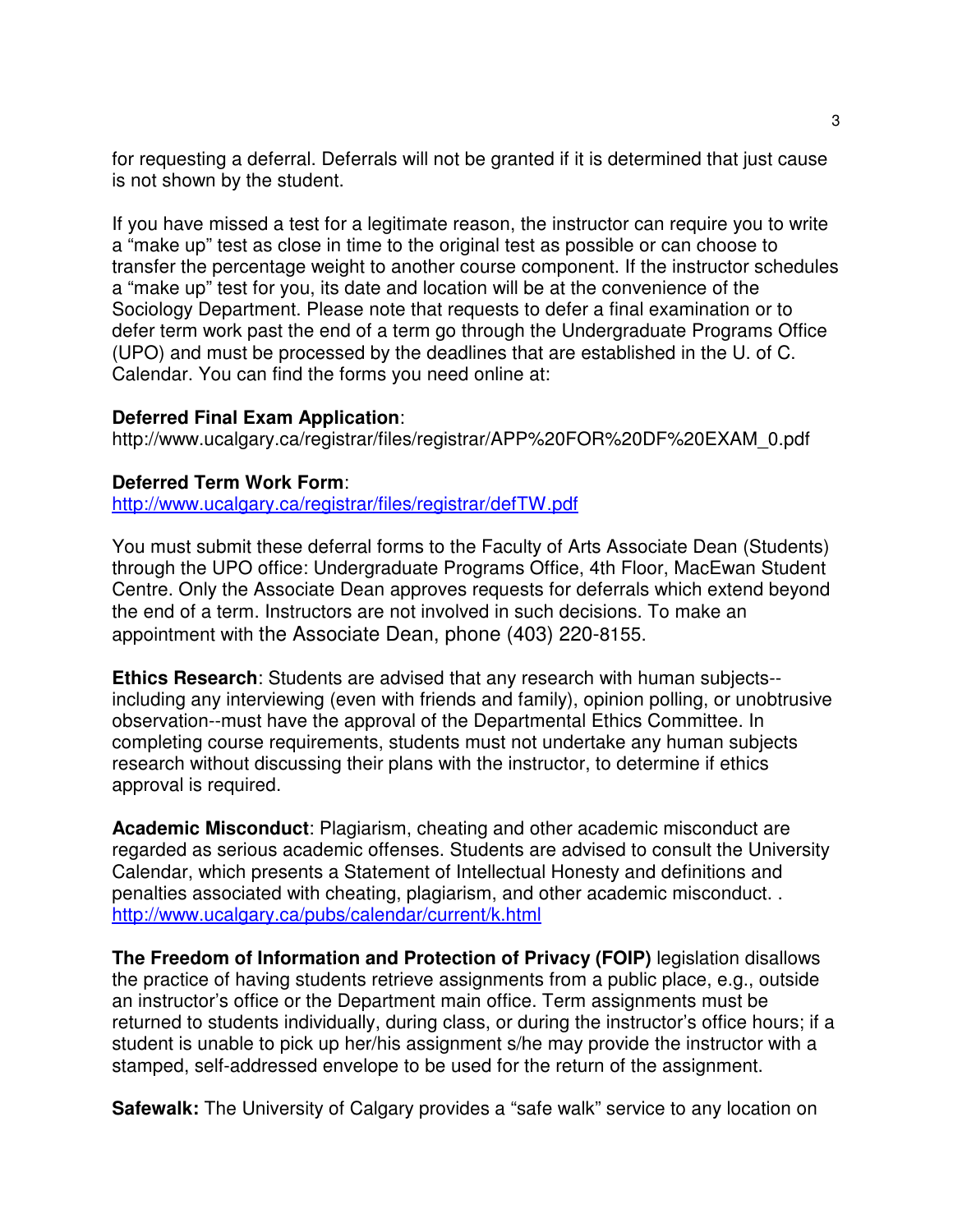for requesting a deferral. Deferrals will not be granted if it is determined that just cause is not shown by the student.

If you have missed a test for a legitimate reason, the instructor can require you to write a "make up" test as close in time to the original test as possible or can choose to transfer the percentage weight to another course component. If the instructor schedules a "make up" test for you, its date and location will be at the convenience of the Sociology Department. Please note that requests to defer a final examination or to defer term work past the end of a term go through the Undergraduate Programs Office (UPO) and must be processed by the deadlines that are established in the U. of C. Calendar. You can find the forms you need online at:

**Deferred Final Exam Application**:
http://www.ucalgary.ca/registrar/files/registrar/APP%20FOR%20DF%20EXAM_0.pdf

**Deferred Term Work Form**:
http://www.ucalgary.ca/registrar/files/registrar/defTW.pdf

You must submit these deferral forms to the Faculty of Arts Associate Dean (Students) through the UPO office: Undergraduate Programs Office, 4th Floor, MacEwan Student Centre. Only the Associate Dean approves requests for deferrals which extend beyond the end of a term. Instructors are not involved in such decisions. To make an appointment with the Associate Dean, phone (403) 220-8155.

**Ethics Research**: Students are advised that any research with human subjects--including any interviewing (even with friends and family), opinion polling, or unobtrusive observation--must have the approval of the Departmental Ethics Committee. In completing course requirements, students must not undertake any human subjects research without discussing their plans with the instructor, to determine if ethics approval is required.

**Academic Misconduct**: Plagiarism, cheating and other academic misconduct are regarded as serious academic offenses. Students are advised to consult the University Calendar, which presents a Statement of Intellectual Honesty and definitions and penalties associated with cheating, plagiarism, and other academic misconduct. . http://www.ucalgary.ca/pubs/calendar/current/k.html

**The Freedom of Information and Protection of Privacy (FOIP)** legislation disallows the practice of having students retrieve assignments from a public place, e.g., outside an instructor's office or the Department main office. Term assignments must be returned to students individually, during class, or during the instructor's office hours; if a student is unable to pick up her/his assignment s/he may provide the instructor with a stamped, self-addressed envelope to be used for the return of the assignment.

**Safewalk:** The University of Calgary provides a "safe walk" service to any location on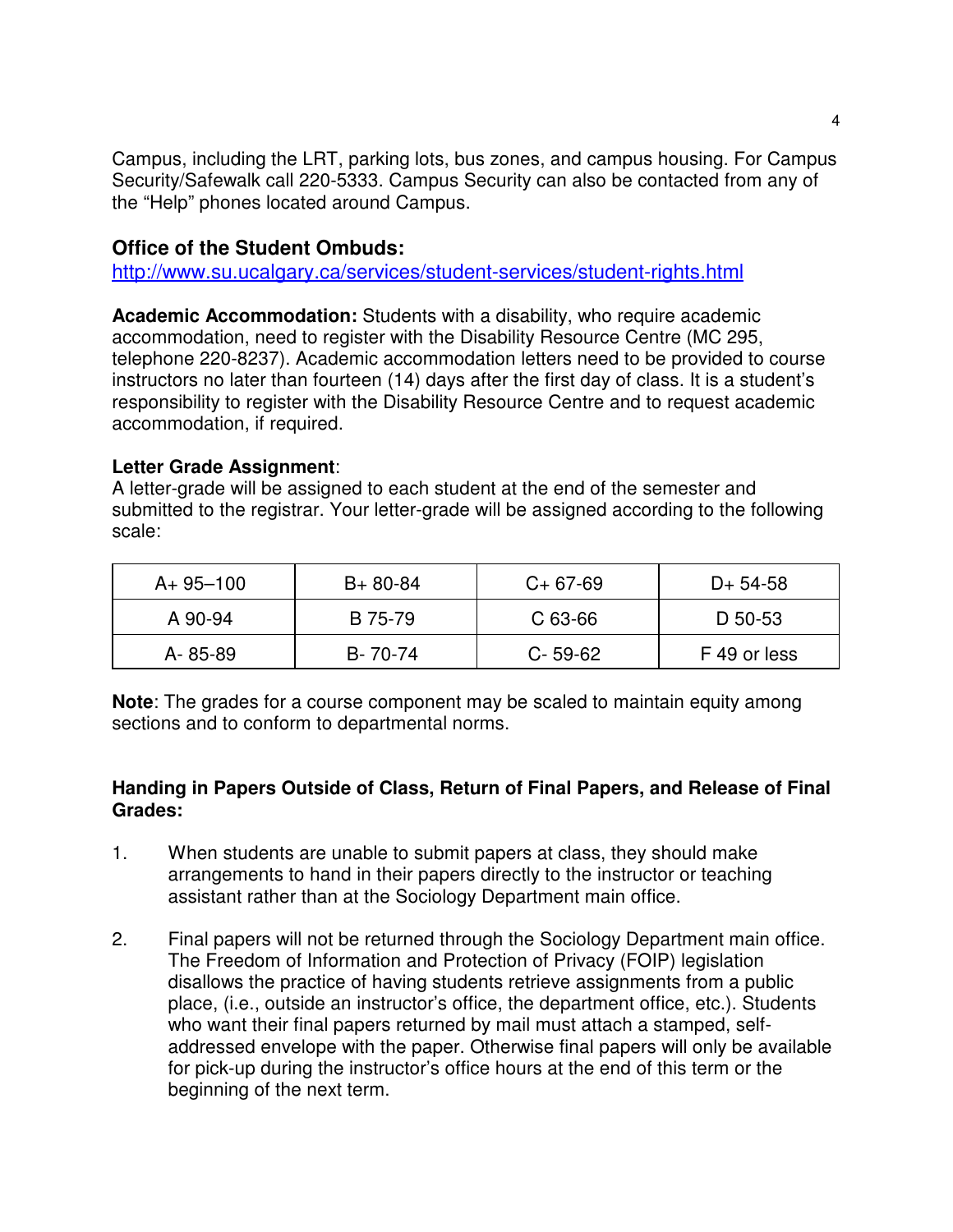Campus, including the LRT, parking lots, bus zones, and campus housing. For Campus Security/Safewalk call 220-5333. Campus Security can also be contacted from any of the “Help” phones located around Campus.

### Office of the Student Ombuds:

http://www.su.ucalgary.ca/services/student-services/student-rights.html

**Academic Accommodation:** Students with a disability, who require academic accommodation, need to register with the Disability Resource Centre (MC 295, telephone 220-8237). Academic accommodation letters need to be provided to course instructors no later than fourteen (14) days after the first day of class. It is a student’s responsibility to register with the Disability Resource Centre and to request academic accommodation, if required.

**Letter Grade Assignment**:

A letter-grade will be assigned to each student at the end of the semester and submitted to the registrar. Your letter-grade will be assigned according to the following scale:

| | | | |
|---|---|---|---|
| A+ 95–100 | B+ 80-84 | C+ 67-69 | D+ 54-58 |
| A 90-94 | B 75-79 | C 63-66 | D 50-53 |
| A- 85-89 | B- 70-74 | C- 59-62 | F 49 or less |

**Note**: The grades for a course component may be scaled to maintain equity among sections and to conform to departmental norms.

**Handing in Papers Outside of Class, Return of Final Papers, and Release of Final Grades:**

1. When students are unable to submit papers at class, they should make arrangements to hand in their papers directly to the instructor or teaching assistant rather than at the Sociology Department main office.

2. Final papers will not be returned through the Sociology Department main office. The Freedom of Information and Protection of Privacy (FOIP) legislation disallows the practice of having students retrieve assignments from a public place, (i.e., outside an instructor’s office, the department office, etc.). Students who want their final papers returned by mail must attach a stamped, self-addressed envelope with the paper. Otherwise final papers will only be available for pick-up during the instructor’s office hours at the end of this term or the beginning of the next term.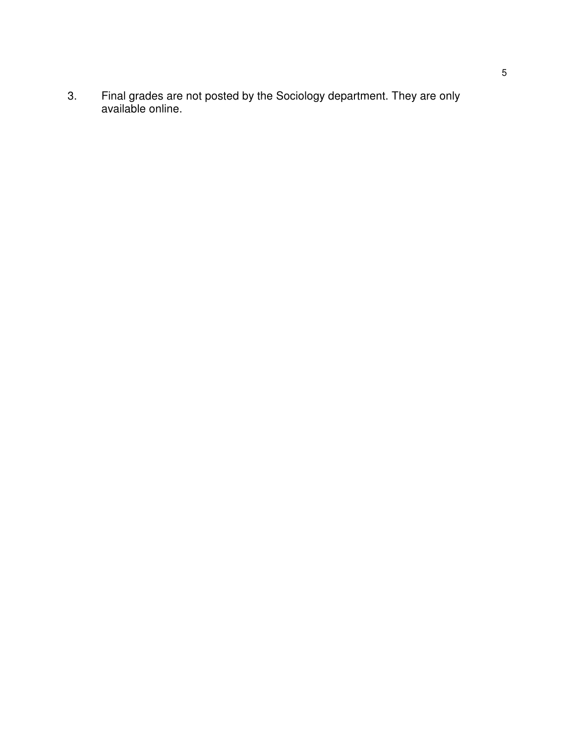3. Final grades are not posted by the Sociology department. They are only available online.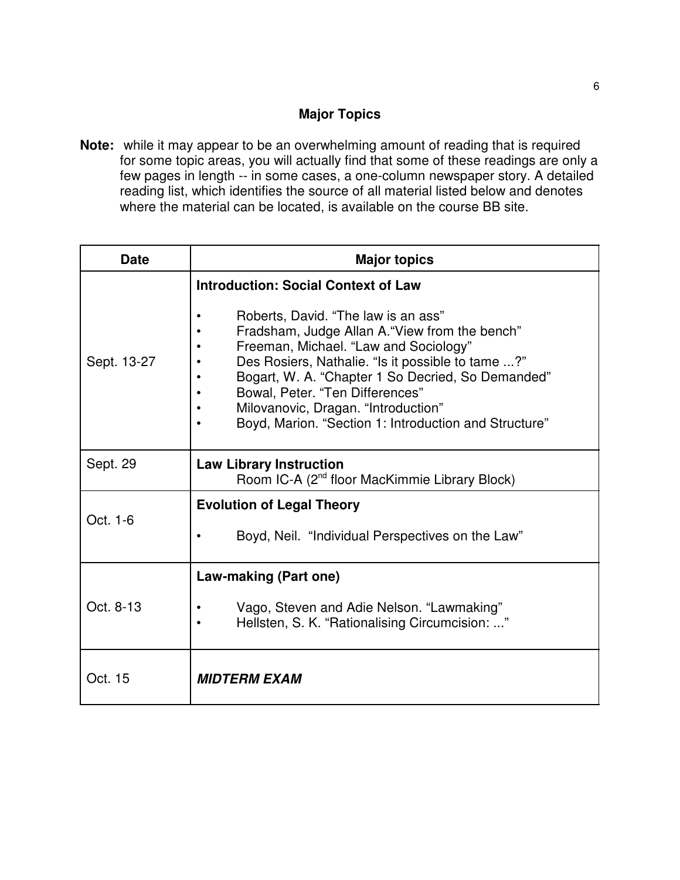## Major Topics

**Note:** while it may appear to be an overwhelming amount of reading that is required for some topic areas, you will actually find that some of these readings are only a few pages in length -- in some cases, a one-column newspaper story. A detailed reading list, which identifies the source of all material listed below and denotes where the material can be located, is available on the course BB site.

| Date | Major topics |
|---|---|
| Sept. 13-27 | **Introduction: Social Context of Law**<br>• Roberts, David. “The law is an ass”<br>• Fradsham, Judge Allan A.“View from the bench”<br>• Freeman, Michael. “Law and Sociology”<br>• Des Rosiers, Nathalie. “Is it possible to tame ...?”<br>• Bogart, W. A. “Chapter 1 So Decried, So Demanded”<br>• Bowal, Peter. “Ten Differences”<br>• Milovanovic, Dragan. “Introduction”<br>• Boyd, Marion. “Section 1: Introduction and Structure” |
| Sept. 29 | **Law Library Instruction**<br>Room IC-A (2nd floor MacKimmie Library Block) |
| Oct. 1-6 | **Evolution of Legal Theory**<br>• Boyd, Neil. “Individual Perspectives on the Law” |
| Oct. 8-13 | **Law-making (Part one)**<br>• Vago, Steven and Adie Nelson. “Lawmaking”<br>• Hellsten, S. K. “Rationalising Circumcision: ...” |
| Oct. 15 | ***MIDTERM EXAM*** |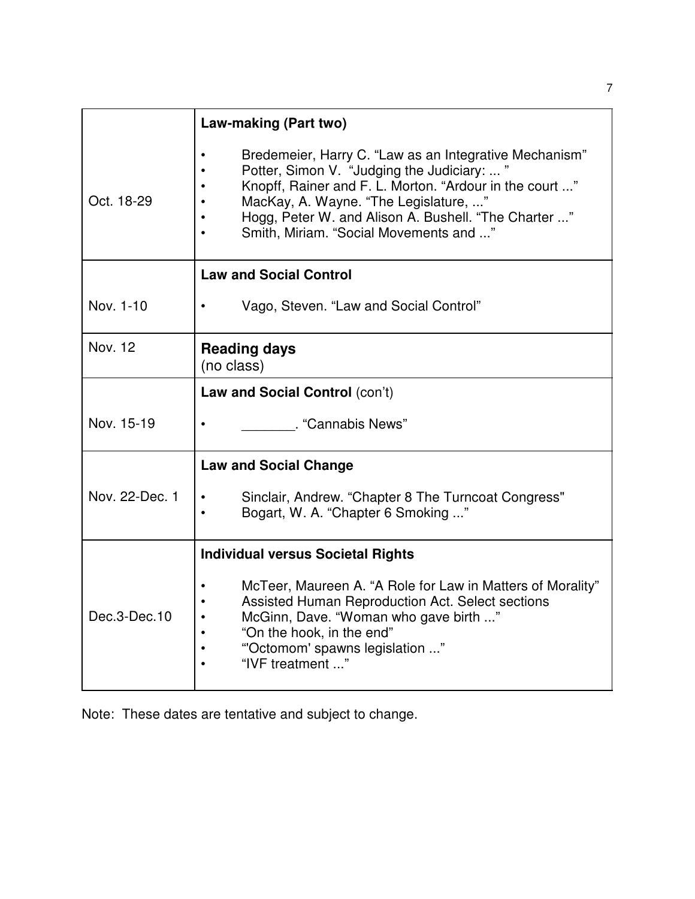| | |
|---|---|
| Oct. 18-29 | **Law-making (Part two)**<br><br>• Bredemeier, Harry C. "Law as an Integrative Mechanism"<br>• Potter, Simon V. "Judging the Judiciary: ... "<br>• Knopff, Rainer and F. L. Morton. "Ardour in the court ..."<br>• MacKay, A. Wayne. "The Legislature, ..."<br>• Hogg, Peter W. and Alison A. Bushell. "The Charter ..."<br>• Smith, Miriam. "Social Movements and ..." |
| Nov. 1-10 | **Law and Social Control**<br><br>• Vago, Steven. "Law and Social Control" |
| Nov. 12 | **Reading days**<br>(no class) |
| Nov. 15-19 | **Law and Social Control** (con't)<br><br>• _______. "Cannabis News" |
| Nov. 22-Dec. 1 | **Law and Social Change**<br><br>• Sinclair, Andrew. "Chapter 8 The Turncoat Congress"<br>• Bogart, W. A. "Chapter 6 Smoking ..." |
| Dec.3-Dec.10 | **Individual versus Societal Rights**<br><br>• McTeer, Maureen A. "A Role for Law in Matters of Morality"<br>• Assisted Human Reproduction Act. Select sections<br>• McGinn, Dave. "Woman who gave birth ..."<br>• "On the hook, in the end"<br>• "'Octomom' spawns legislation ..."<br>• "IVF treatment ..." |

Note: These dates are tentative and subject to change.